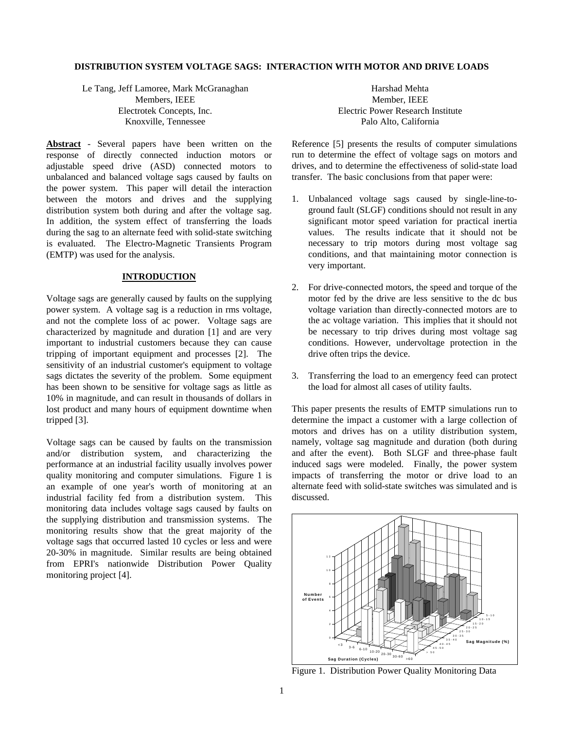# DISTRIBUTION SYSTEM VOLTAGE SAGS: INTERACTION WITH MOTOR AND DRIVE LOADS

Le Tang, Jeff Lamoree, Mark McGranaghan
Members, IEEE
Electrotek Concepts, Inc.
Knoxville, Tennessee

Harshad Mehta
Member, IEEE
Electric Power Research Institute
Palo Alto, California

**Abstract** - Several papers have been written on the response of directly connected induction motors or adjustable speed drive (ASD) connected motors to unbalanced and balanced voltage sags caused by faults on the power system. This paper will detail the interaction between the motors and drives and the supplying distribution system both during and after the voltage sag. In addition, the system effect of transferring the loads during the sag to an alternate feed with solid-state switching is evaluated. The Electro-Magnetic Transients Program (EMTP) was used for the analysis.

## INTRODUCTION

Voltage sags are generally caused by faults on the supplying power system. A voltage sag is a reduction in rms voltage, and not the complete loss of ac power. Voltage sags are characterized by magnitude and duration [1] and are very important to industrial customers because they can cause tripping of important equipment and processes [2]. The sensitivity of an industrial customer's equipment to voltage sags dictates the severity of the problem. Some equipment has been shown to be sensitive for voltage sags as little as 10% in magnitude, and can result in thousands of dollars in lost product and many hours of equipment downtime when tripped [3].

Voltage sags can be caused by faults on the transmission and/or distribution system, and characterizing the performance at an industrial facility usually involves power quality monitoring and computer simulations. Figure 1 is an example of one year's worth of monitoring at an industrial facility fed from a distribution system. This monitoring data includes voltage sags caused by faults on the supplying distribution and transmission systems. The monitoring results show that the great majority of the voltage sags that occurred lasted 10 cycles or less and were 20-30% in magnitude. Similar results are being obtained from EPRI's nationwide Distribution Power Quality monitoring project [4].

Reference [5] presents the results of computer simulations run to determine the effect of voltage sags on motors and drives, and to determine the effectiveness of solid-state load transfer. The basic conclusions from that paper were:

1. Unbalanced voltage sags caused by single-line-to-ground fault (SLGF) conditions should not result in any significant motor speed variation for practical inertia values. The results indicate that it should not be necessary to trip motors during most voltage sag conditions, and that maintaining motor connection is very important.

2. For drive-connected motors, the speed and torque of the motor fed by the drive are less sensitive to the dc bus voltage variation than directly-connected motors are to the ac voltage variation. This implies that it should not be necessary to trip drives during most voltage sag conditions. However, undervoltage protection in the drive often trips the device.

3. Transferring the load to an emergency feed can protect the load for almost all cases of utility faults.

This paper presents the results of EMTP simulations run to determine the impact a customer with a large collection of motors and drives has on a utility distribution system, namely, voltage sag magnitude and duration (both during and after the event). Both SLGF and three-phase fault induced sags were modeled. Finally, the power system impacts of transferring the motor or drive load to an alternate feed with solid-state switches was simulated and is discussed.

Figure 1. Distribution Power Quality Monitoring Data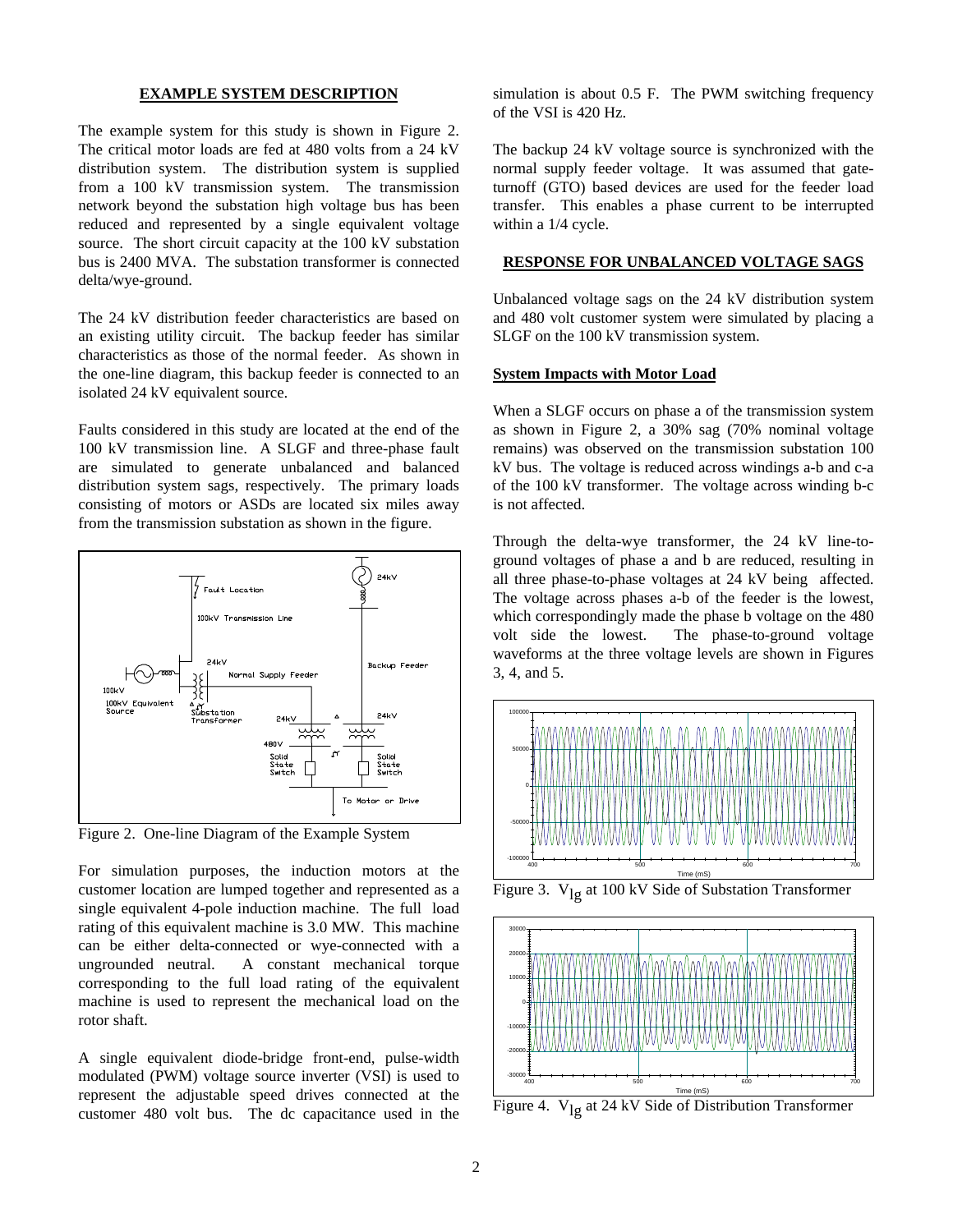## EXAMPLE SYSTEM DESCRIPTION

The example system for this study is shown in Figure 2. The critical motor loads are fed at 480 volts from a 24 kV distribution system. The distribution system is supplied from a 100 kV transmission system. The transmission network beyond the substation high voltage bus has been reduced and represented by a single equivalent voltage source. The short circuit capacity at the 100 kV substation bus is 2400 MVA. The substation transformer is connected delta/wye-ground.

The 24 kV distribution feeder characteristics are based on an existing utility circuit. The backup feeder has similar characteristics as those of the normal feeder. As shown in the one-line diagram, this backup feeder is connected to an isolated 24 kV equivalent source.

Faults considered in this study are located at the end of the 100 kV transmission line. A SLGF and three-phase fault are simulated to generate unbalanced and balanced distribution system sags, respectively. The primary loads consisting of motors or ASDs are located six miles away from the transmission substation as shown in the figure.

Figure 2. One-line Diagram of the Example System

For simulation purposes, the induction motors at the customer location are lumped together and represented as a single equivalent 4-pole induction machine. The full load rating of this equivalent machine is 3.0 MW. This machine can be either delta-connected or wye-connected with a ungrounded neutral. A constant mechanical torque corresponding to the full load rating of the equivalent machine is used to represent the mechanical load on the rotor shaft.

A single equivalent diode-bridge front-end, pulse-width modulated (PWM) voltage source inverter (VSI) is used to represent the adjustable speed drives connected at the customer 480 volt bus. The dc capacitance used in the simulation is about 0.5 F. The PWM switching frequency of the VSI is 420 Hz.

The backup 24 kV voltage source is synchronized with the normal supply feeder voltage. It was assumed that gate-turnoff (GTO) based devices are used for the feeder load transfer. This enables a phase current to be interrupted within a 1/4 cycle.

## RESPONSE FOR UNBALANCED VOLTAGE SAGS

Unbalanced voltage sags on the 24 kV distribution system and 480 volt customer system were simulated by placing a SLGF on the 100 kV transmission system.

### System Impacts with Motor Load

When a SLGF occurs on phase a of the transmission system as shown in Figure 2, a 30% sag (70% nominal voltage remains) was observed on the transmission substation 100 kV bus. The voltage is reduced across windings a-b and c-a of the 100 kV transformer. The voltage across winding b-c is not affected.

Through the delta-wye transformer, the 24 kV line-to-ground voltages of phase a and b are reduced, resulting in all three phase-to-phase voltages at 24 kV being affected. The voltage across phases a-b of the feeder is the lowest, which correspondingly made the phase b voltage on the 480 volt side the lowest. The phase-to-ground voltage waveforms at the three voltage levels are shown in Figures 3, 4, and 5.

Figure 3. $V_{lg}$ at 100 kV Side of Substation Transformer

Figure 4. $V_{lg}$ at 24 kV Side of Distribution Transformer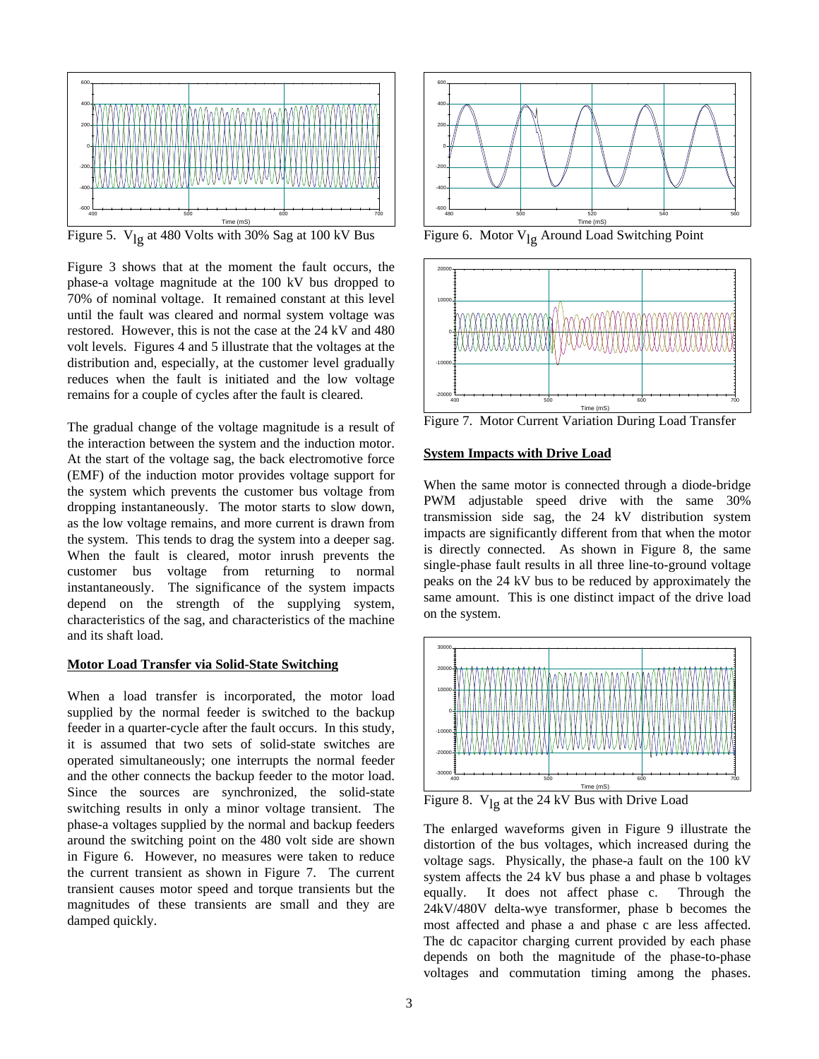Figure 5. $V_{lg}$ at 480 Volts with 30% Sag at 100 kV Bus

Figure 3 shows that at the moment the fault occurs, the phase-a voltage magnitude at the 100 kV bus dropped to 70% of nominal voltage. It remained constant at this level until the fault was cleared and normal system voltage was restored. However, this is not the case at the 24 kV and 480 volt levels. Figures 4 and 5 illustrate that the voltages at the distribution and, especially, at the customer level gradually reduces when the fault is initiated and the low voltage remains for a couple of cycles after the fault is cleared.

The gradual change of the voltage magnitude is a result of the interaction between the system and the induction motor. At the start of the voltage sag, the back electromotive force (EMF) of the induction motor provides voltage support for the system which prevents the customer bus voltage from dropping instantaneously. The motor starts to slow down, as the low voltage remains, and more current is drawn from the system. This tends to drag the system into a deeper sag. When the fault is cleared, motor inrush prevents the customer bus voltage from returning to normal instantaneously. The significance of the system impacts depend on the strength of the supplying system, characteristics of the sag, and characteristics of the machine and its shaft load.

## Motor Load Transfer via Solid-State Switching

When a load transfer is incorporated, the motor load supplied by the normal feeder is switched to the backup feeder in a quarter-cycle after the fault occurs. In this study, it is assumed that two sets of solid-state switches are operated simultaneously; one interrupts the normal feeder and the other connects the backup feeder to the motor load. Since the sources are synchronized, the solid-state switching results in only a minor voltage transient. The phase-a voltages supplied by the normal and backup feeders around the switching point on the 480 volt side are shown in Figure 6. However, no measures were taken to reduce the current transient as shown in Figure 7. The current transient causes motor speed and torque transients but the magnitudes of these transients are small and they are damped quickly.

Figure 6. Motor $V_{lg}$ Around Load Switching Point

Figure 7. Motor Current Variation During Load Transfer

## System Impacts with Drive Load

When the same motor is connected through a diode-bridge PWM adjustable speed drive with the same 30% transmission side sag, the 24 kV distribution system impacts are significantly different from that when the motor is directly connected. As shown in Figure 8, the same single-phase fault results in all three line-to-ground voltage peaks on the 24 kV bus to be reduced by approximately the same amount. This is one distinct impact of the drive load on the system.

Figure 8. $V_{lg}$ at the 24 kV Bus with Drive Load

The enlarged waveforms given in Figure 9 illustrate the distortion of the bus voltages, which increased during the voltage sags. Physically, the phase-a fault on the 100 kV system affects the 24 kV bus phase a and phase b voltages equally. It does not affect phase c. Through the 24kV/480V delta-wye transformer, phase b becomes the most affected and phase a and phase c are less affected. The dc capacitor charging current provided by each phase depends on both the magnitude of the phase-to-phase voltages and commutation timing among the phases.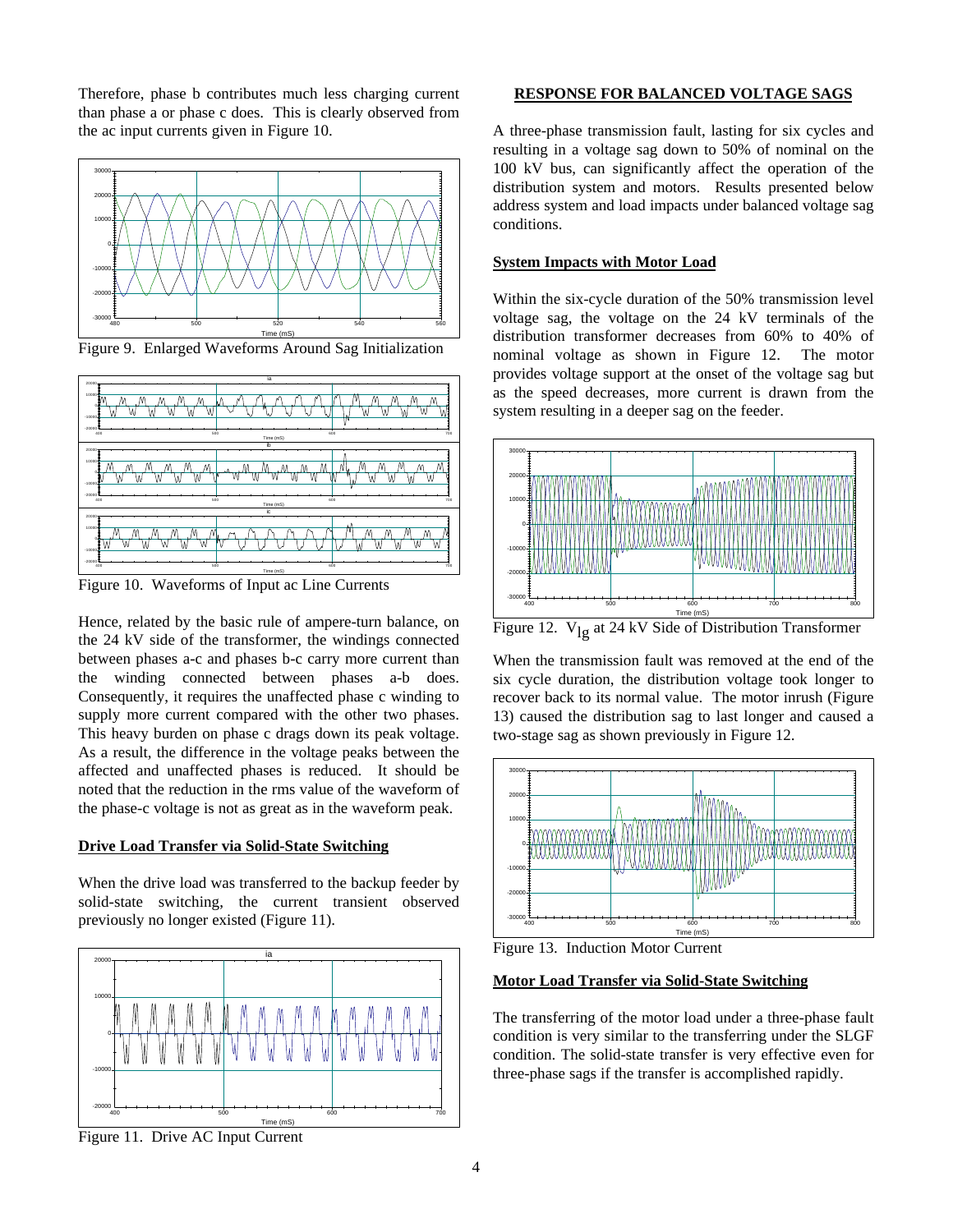Therefore, phase b contributes much less charging current than phase a or phase c does. This is clearly observed from the ac input currents given in Figure 10.

Figure 9. Enlarged Waveforms Around Sag Initialization

Figure 10. Waveforms of Input ac Line Currents

Hence, related by the basic rule of ampere-turn balance, on the 24 kV side of the transformer, the windings connected between phases a-c and phases b-c carry more current than the winding connected between phases a-b does. Consequently, it requires the unaffected phase c winding to supply more current compared with the other two phases. This heavy burden on phase c drags down its peak voltage. As a result, the difference in the voltage peaks between the affected and unaffected phases is reduced. It should be noted that the reduction in the rms value of the waveform of the phase-c voltage is not as great as in the waveform peak.

## Drive Load Transfer via Solid-State Switching

When the drive load was transferred to the backup feeder by solid-state switching, the current transient observed previously no longer existed (Figure 11).

Figure 11. Drive AC Input Current

## RESPONSE FOR BALANCED VOLTAGE SAGS

A three-phase transmission fault, lasting for six cycles and resulting in a voltage sag down to 50% of nominal on the 100 kV bus, can significantly affect the operation of the distribution system and motors. Results presented below address system and load impacts under balanced voltage sag conditions.

## System Impacts with Motor Load

Within the six-cycle duration of the 50% transmission level voltage sag, the voltage on the 24 kV terminals of the distribution transformer decreases from 60% to 40% of nominal voltage as shown in Figure 12. The motor provides voltage support at the onset of the voltage sag but as the speed decreases, more current is drawn from the system resulting in a deeper sag on the feeder.

Figure 12. $V_{lg}$ at 24 kV Side of Distribution Transformer

When the transmission fault was removed at the end of the six cycle duration, the distribution voltage took longer to recover back to its normal value. The motor inrush (Figure 13) caused the distribution sag to last longer and caused a two-stage sag as shown previously in Figure 12.

Figure 13. Induction Motor Current

## Motor Load Transfer via Solid-State Switching

The transferring of the motor load under a three-phase fault condition is very similar to the transferring under the SLGF condition. The solid-state transfer is very effective even for three-phase sags if the transfer is accomplished rapidly.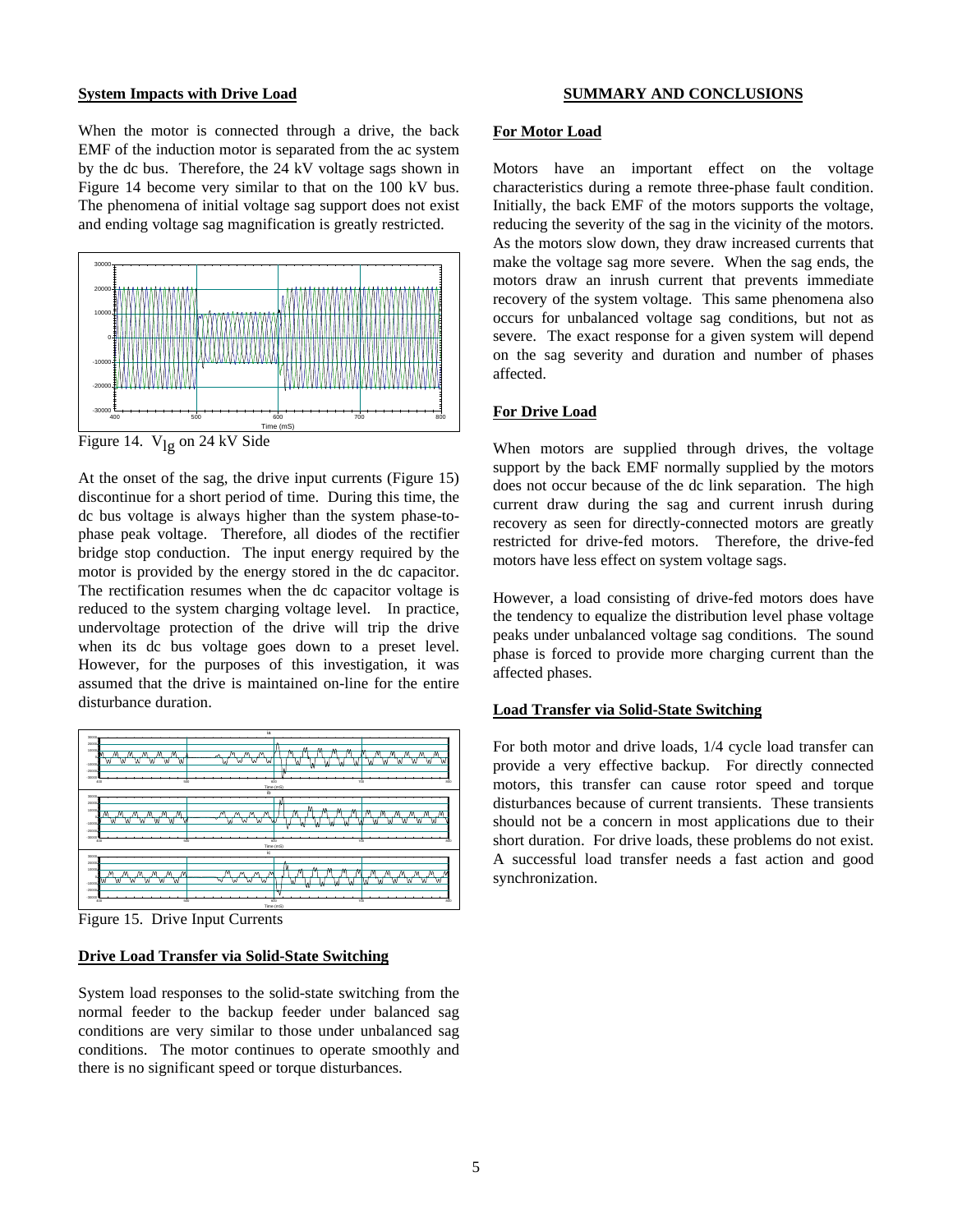### System Impacts with Drive Load

When the motor is connected through a drive, the back EMF of the induction motor is separated from the ac system by the dc bus. Therefore, the 24 kV voltage sags shown in Figure 14 become very similar to that on the 100 kV bus. The phenomena of initial voltage sag support does not exist and ending voltage sag magnification is greatly restricted.

Figure 14. $V_{lg}$ on 24 kV Side

At the onset of the sag, the drive input currents (Figure 15) discontinue for a short period of time. During this time, the dc bus voltage is always higher than the system phase-to-phase peak voltage. Therefore, all diodes of the rectifier bridge stop conduction. The input energy required by the motor is provided by the energy stored in the dc capacitor. The rectification resumes when the dc capacitor voltage is reduced to the system charging voltage level. In practice, undervoltage protection of the drive will trip the drive when its dc bus voltage goes down to a preset level. However, for the purposes of this investigation, it was assumed that the drive is maintained on-line for the entire disturbance duration.

Figure 15. Drive Input Currents

### Drive Load Transfer via Solid-State Switching

System load responses to the solid-state switching from the normal feeder to the backup feeder under balanced sag conditions are very similar to those under unbalanced sag conditions. The motor continues to operate smoothly and there is no significant speed or torque disturbances.

## SUMMARY AND CONCLUSIONS

### For Motor Load

Motors have an important effect on the voltage characteristics during a remote three-phase fault condition. Initially, the back EMF of the motors supports the voltage, reducing the severity of the sag in the vicinity of the motors. As the motors slow down, they draw increased currents that make the voltage sag more severe. When the sag ends, the motors draw an inrush current that prevents immediate recovery of the system voltage. This same phenomena also occurs for unbalanced voltage sag conditions, but not as severe. The exact response for a given system will depend on the sag severity and duration and number of phases affected.

### For Drive Load

When motors are supplied through drives, the voltage support by the back EMF normally supplied by the motors does not occur because of the dc link separation. The high current draw during the sag and current inrush during recovery as seen for directly-connected motors are greatly restricted for drive-fed motors. Therefore, the drive-fed motors have less effect on system voltage sags.

However, a load consisting of drive-fed motors does have the tendency to equalize the distribution level phase voltage peaks under unbalanced voltage sag conditions. The sound phase is forced to provide more charging current than the affected phases.

### Load Transfer via Solid-State Switching

For both motor and drive loads, 1/4 cycle load transfer can provide a very effective backup. For directly connected motors, this transfer can cause rotor speed and torque disturbances because of current transients. These transients should not be a concern in most applications due to their short duration. For drive loads, these problems do not exist. A successful load transfer needs a fast action and good synchronization.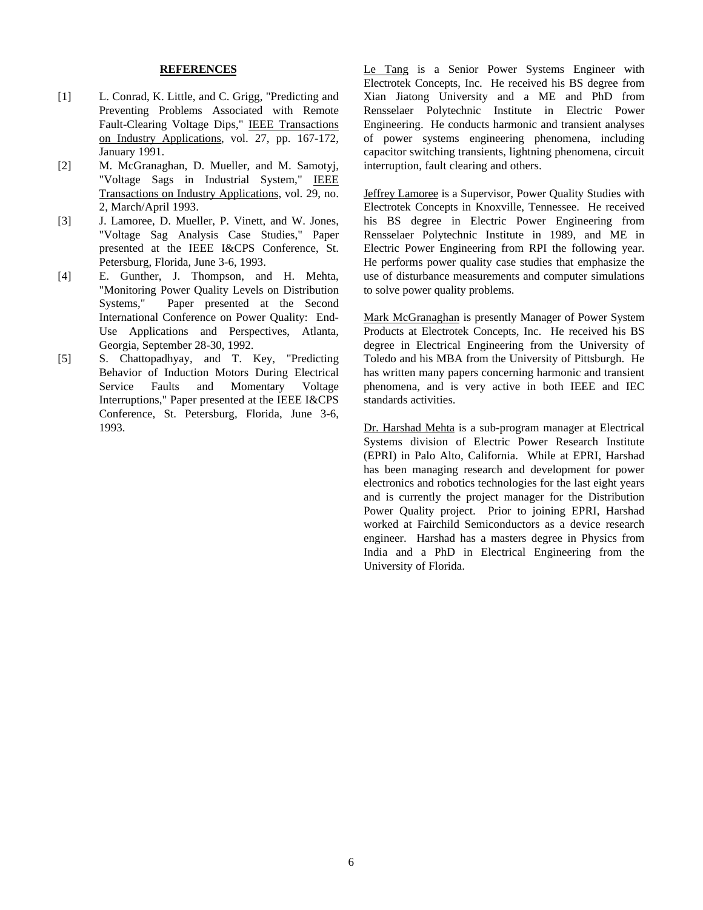## REFERENCES

[1] L. Conrad, K. Little, and C. Grigg, "Predicting and Preventing Problems Associated with Remote Fault-Clearing Voltage Dips," IEEE Transactions on Industry Applications, vol. 27, pp. 167-172, January 1991.

[2] M. McGranaghan, D. Mueller, and M. Samotyj, "Voltage Sags in Industrial System," IEEE Transactions on Industry Applications, vol. 29, no. 2, March/April 1993.

[3] J. Lamoree, D. Mueller, P. Vinett, and W. Jones, "Voltage Sag Analysis Case Studies," Paper presented at the IEEE I&CPS Conference, St. Petersburg, Florida, June 3-6, 1993.

[4] E. Gunther, J. Thompson, and H. Mehta, "Monitoring Power Quality Levels on Distribution Systems," Paper presented at the Second International Conference on Power Quality: End-Use Applications and Perspectives, Atlanta, Georgia, September 28-30, 1992.

[5] S. Chattopadhyay, and T. Key, "Predicting Behavior of Induction Motors During Electrical Service Faults and Momentary Voltage Interruptions," Paper presented at the IEEE I&CPS Conference, St. Petersburg, Florida, June 3-6, 1993.

Le Tang is a Senior Power Systems Engineer with Electrotek Concepts, Inc. He received his BS degree from Xian Jiatong University and a ME and PhD from Rensselaer Polytechnic Institute in Electric Power Engineering. He conducts harmonic and transient analyses of power systems engineering phenomena, including capacitor switching transients, lightning phenomena, circuit interruption, fault clearing and others.

Jeffrey Lamoree is a Supervisor, Power Quality Studies with Electrotek Concepts in Knoxville, Tennessee. He received his BS degree in Electric Power Engineering from Rensselaer Polytechnic Institute in 1989, and ME in Electric Power Engineering from RPI the following year. He performs power quality case studies that emphasize the use of disturbance measurements and computer simulations to solve power quality problems.

Mark McGranaghan is presently Manager of Power System Products at Electrotek Concepts, Inc. He received his BS degree in Electrical Engineering from the University of Toledo and his MBA from the University of Pittsburgh. He has written many papers concerning harmonic and transient phenomena, and is very active in both IEEE and IEC standards activities.

Dr. Harshad Mehta is a sub-program manager at Electrical Systems division of Electric Power Research Institute (EPRI) in Palo Alto, California. While at EPRI, Harshad has been managing research and development for power electronics and robotics technologies for the last eight years and is currently the project manager for the Distribution Power Quality project. Prior to joining EPRI, Harshad worked at Fairchild Semiconductors as a device research engineer. Harshad has a masters degree in Physics from India and a PhD in Electrical Engineering from the University of Florida.